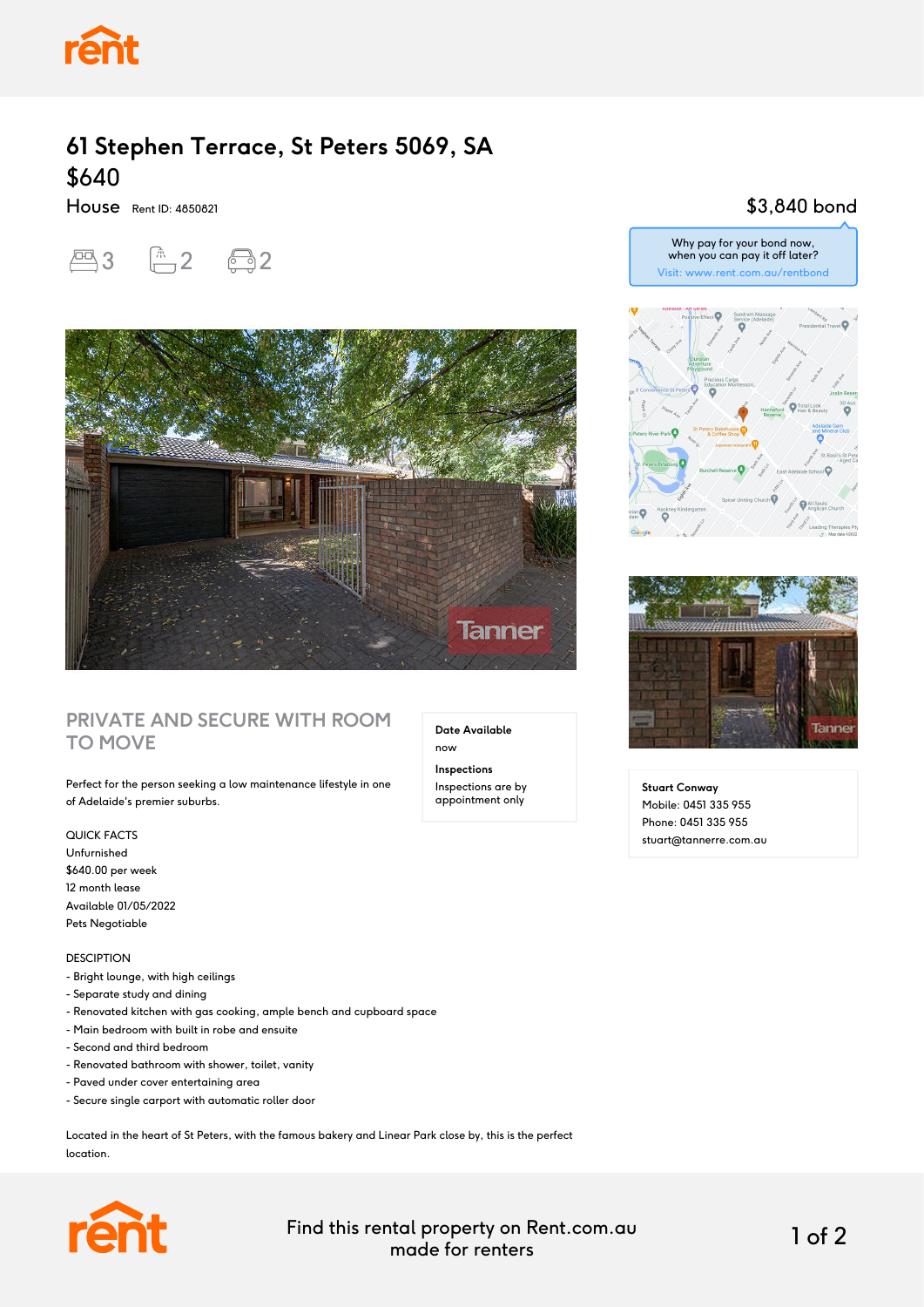# 61 Stephen Terrace, St Peters 5069, SA

## $640

House Rent ID: 4850821

3 2 2

$3,840 bond

Why pay for your bond now, when you can pay it off later?
Visit: www.rent.com.au/rentbond

## PRIVATE AND SECURE WITH ROOM TO MOVE

**Date Available**
now

**Inspections**
Inspections are by appointment only

Perfect for the person seeking a low maintenance lifestyle in one of Adelaide's premier suburbs.

QUICK FACTS
Unfurnished
$640.00 per week
12 month lease
Available 01/05/2022
Pets Negotiable

DESCRIPTION
- Bright lounge, with high ceilings
- Separate study and dining
- Renovated kitchen with gas cooking, ample bench and cupboard space
- Main bedroom with built in robe and ensuite
- Second and third bedroom
- Renovated bathroom with shower, toilet, vanity
- Paved under cover entertaining area
- Secure single carport with automatic roller door

Located in the heart of St Peters, with the famous bakery and Linear Park close by, this is the perfect location.

**Stuart Conway**
Mobile: 0451 335 955
Phone: 0451 335 955
stuart@tannerre.com.au

Find this rental property on Rent.com.au made for renters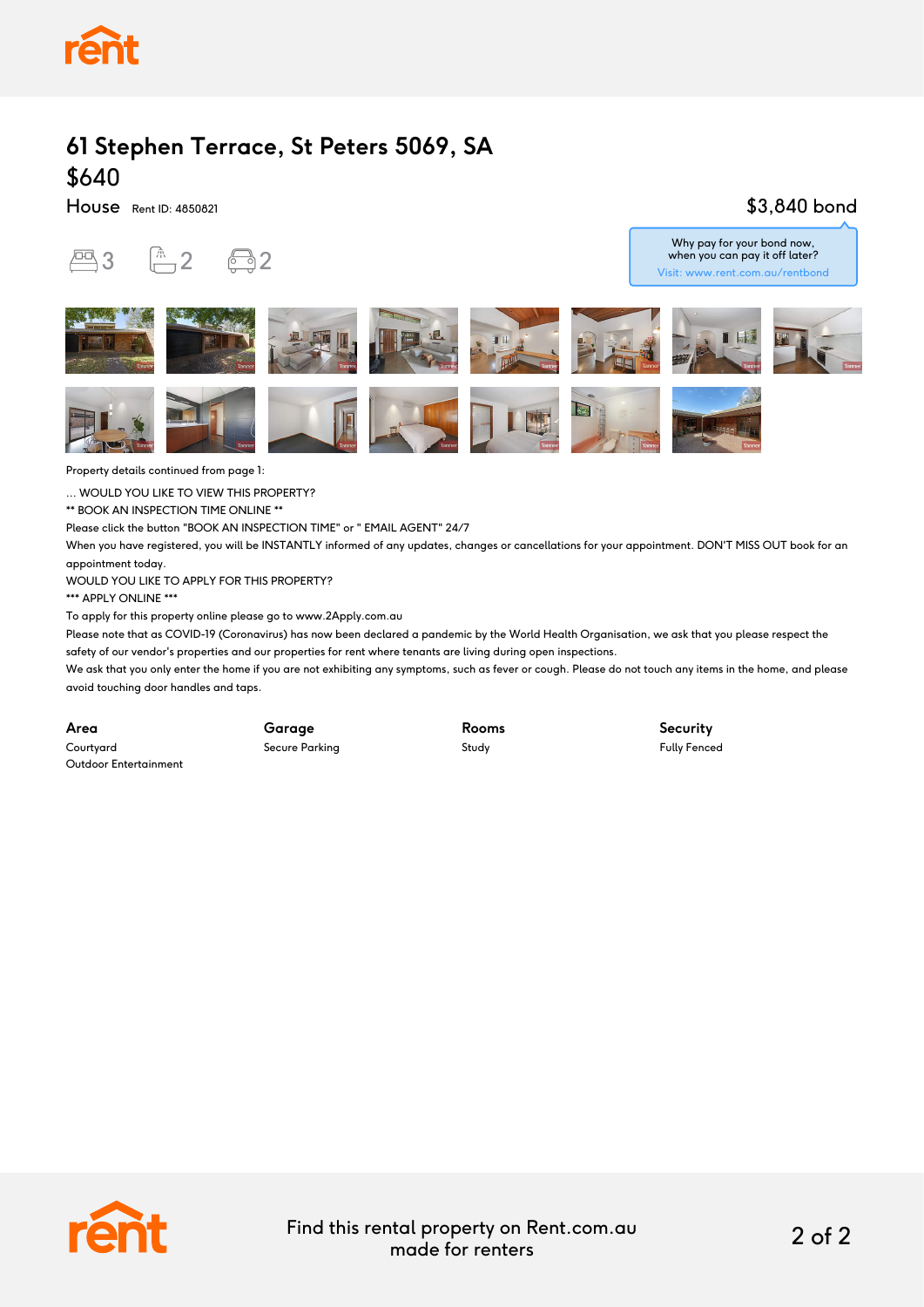# 61 Stephen Terrace, St Peters 5069, SA

## $640

House Rent ID: 4850821

$3,840 bond

Why pay for your bond now, when you can pay it off later?
Visit: www.rent.com.au/rentbond

3 2 2

Property details continued from page 1:

... WOULD YOU LIKE TO VIEW THIS PROPERTY?
** BOOK AN INSPECTION TIME ONLINE **
Please click the button "BOOK AN INSPECTION TIME" or " EMAIL AGENT" 24/7
When you have registered, you will be INSTANTLY informed of any updates, changes or cancellations for your appointment. DON'T MISS OUT book for an appointment today.
WOULD YOU LIKE TO APPLY FOR THIS PROPERTY?
*** APPLY ONLINE ***
To apply for this property online please go to www.2Apply.com.au
Please note that as COVID-19 (Coronavirus) has now been declared a pandemic by the World Health Organisation, we ask that you please respect the safety of our vendor's properties and our properties for rent where tenants are living during open inspections.
We ask that you only enter the home if you are not exhibiting any symptoms, such as fever or cough. Please do not touch any items in the home, and please avoid touching door handles and taps.

**Area**
Courtyard
Outdoor Entertainment

**Garage**
Secure Parking

**Rooms**
Study

**Security**
Fully Fenced

Find this rental property on Rent.com.au made for renters